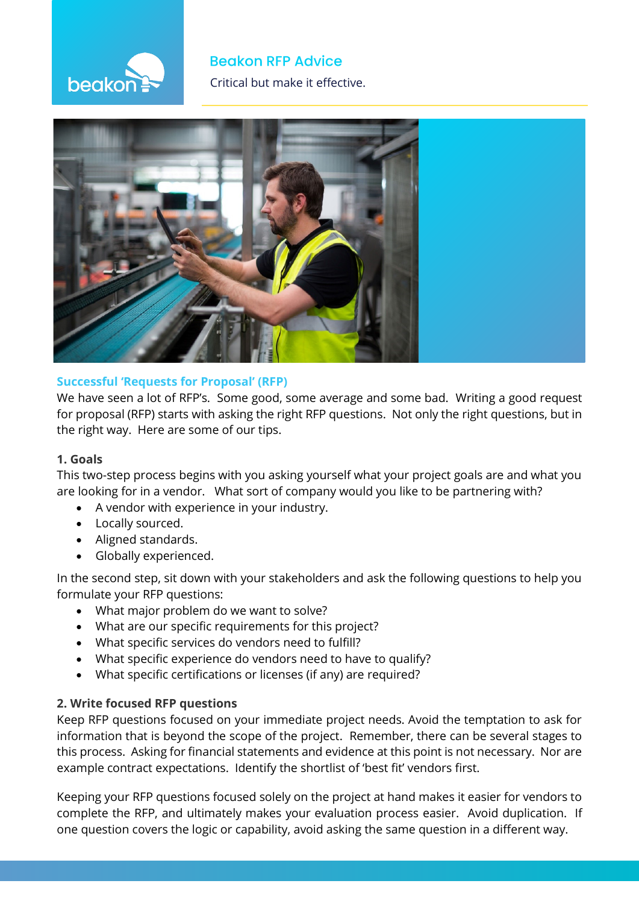# Beakon RFP Advice

Critical but make it effective.

## Successful 'Requests for Proposal' (RFP)

We have seen a lot of RFP's. Some good, some average and some bad. Writing a good request for proposal (RFP) starts with asking the right RFP questions. Not only the right questions, but in the right way. Here are some of our tips.

### 1. Goals

This two-step process begins with you asking yourself what your project goals are and what you are looking for in a vendor. What sort of company would you like to be partnering with?

- A vendor with experience in your industry.
- Locally sourced.
- Aligned standards.
- Globally experienced.

In the second step, sit down with your stakeholders and ask the following questions to help you formulate your RFP questions:

- What major problem do we want to solve?
- What are our specific requirements for this project?
- What specific services do vendors need to fulfill?
- What specific experience do vendors need to have to qualify?
- What specific certifications or licenses (if any) are required?

### 2. Write focused RFP questions

Keep RFP questions focused on your immediate project needs. Avoid the temptation to ask for information that is beyond the scope of the project. Remember, there can be several stages to this process. Asking for financial statements and evidence at this point is not necessary. Nor are example contract expectations. Identify the shortlist of 'best fit' vendors first.

Keeping your RFP questions focused solely on the project at hand makes it easier for vendors to complete the RFP, and ultimately makes your evaluation process easier. Avoid duplication. If one question covers the logic or capability, avoid asking the same question in a different way.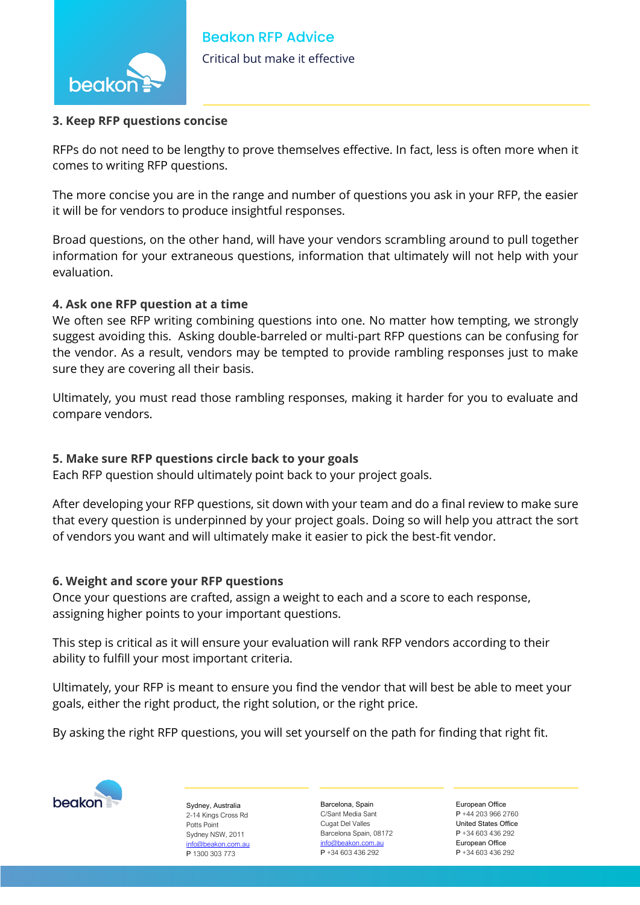### 3. Keep RFP questions concise

RFPs do not need to be lengthy to prove themselves effective. In fact, less is often more when it comes to writing RFP questions.

The more concise you are in the range and number of questions you ask in your RFP, the easier it will be for vendors to produce insightful responses.

Broad questions, on the other hand, will have your vendors scrambling around to pull together information for your extraneous questions, information that ultimately will not help with your evaluation.

### 4. Ask one RFP question at a time

We often see RFP writing combining questions into one. No matter how tempting, we strongly suggest avoiding this. Asking double-barreled or multi-part RFP questions can be confusing for the vendor. As a result, vendors may be tempted to provide rambling responses just to make sure they are covering all their basis.

Ultimately, you must read those rambling responses, making it harder for you to evaluate and compare vendors.

### 5. Make sure RFP questions circle back to your goals

Each RFP question should ultimately point back to your project goals.

After developing your RFP questions, sit down with your team and do a final review to make sure that every question is underpinned by your project goals. Doing so will help you attract the sort of vendors you want and will ultimately make it easier to pick the best-fit vendor.

### 6. Weight and score your RFP questions

Once your questions are crafted, assign a weight to each and a score to each response, assigning higher points to your important questions.

This step is critical as it will ensure your evaluation will rank RFP vendors according to their ability to fulfill your most important criteria.

Ultimately, your RFP is meant to ensure you find the vendor that will best be able to meet your goals, either the right product, the right solution, or the right price.

By asking the right RFP questions, you will set yourself on the path for finding that right fit.

Sydney, Australia
2-14 Kings Cross Rd
Potts Point
Sydney NSW, 2011
info@beakon.com.au
P 1300 303 773

Barcelona, Spain
C/Sant Media Sant
Cugat Del Valles
Barcelona Spain, 08172
info@beakon.com.au
P +34 603 436 292

European Office
P +44 203 966 2760
United States Office
P +34 603 436 292
European Office
P +34 603 436 292